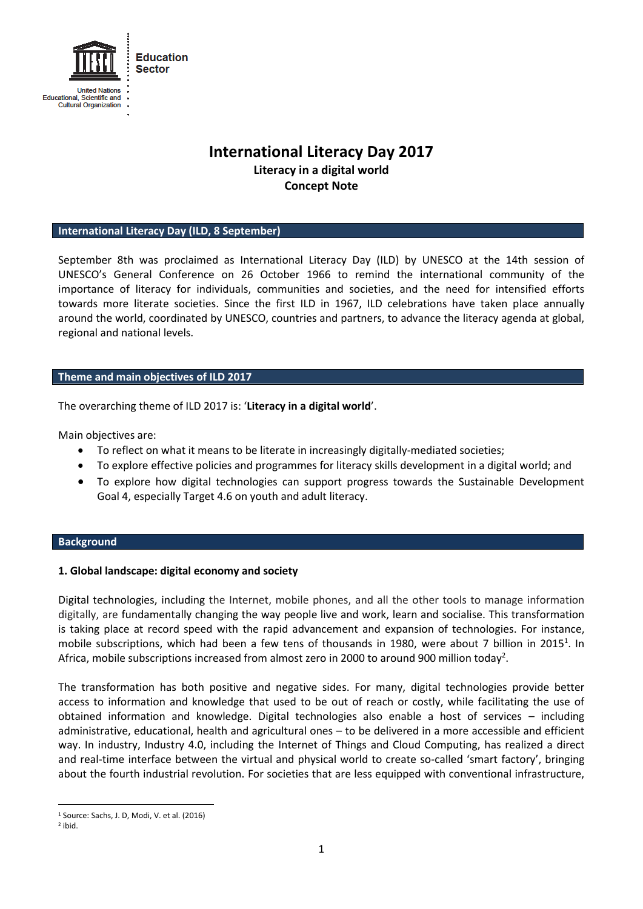Education Sector

United Nations Educational, Scientific and Cultural Organization

# International Literacy Day 2017

**Literacy in a digital world**

**Concept Note**

## International Literacy Day (ILD, 8 September)

September 8th was proclaimed as International Literacy Day (ILD) by UNESCO at the 14th session of UNESCO's General Conference on 26 October 1966 to remind the international community of the importance of literacy for individuals, communities and societies, and the need for intensified efforts towards more literate societies. Since the first ILD in 1967, ILD celebrations have taken place annually around the world, coordinated by UNESCO, countries and partners, to advance the literacy agenda at global, regional and national levels.

## Theme and main objectives of ILD 2017

The overarching theme of ILD 2017 is: '**Literacy in a digital world**'.

Main objectives are:

- To reflect on what it means to be literate in increasingly digitally-mediated societies;
- To explore effective policies and programmes for literacy skills development in a digital world; and
- To explore how digital technologies can support progress towards the Sustainable Development Goal 4, especially Target 4.6 on youth and adult literacy.

## Background

### 1. Global landscape: digital economy and society

Digital technologies, including the Internet, mobile phones, and all the other tools to manage information digitally, are fundamentally changing the way people live and work, learn and socialise. This transformation is taking place at record speed with the rapid advancement and expansion of technologies. For instance, mobile subscriptions, which had been a few tens of thousands in 1980, were about 7 billion in 2015[1]. In Africa, mobile subscriptions increased from almost zero in 2000 to around 900 million today[2].

The transformation has both positive and negative sides. For many, digital technologies provide better access to information and knowledge that used to be out of reach or costly, while facilitating the use of obtained information and knowledge. Digital technologies also enable a host of services – including administrative, educational, health and agricultural ones – to be delivered in a more accessible and efficient way. In industry, Industry 4.0, including the Internet of Things and Cloud Computing, has realized a direct and real-time interface between the virtual and physical world to create so-called 'smart factory', bringing about the fourth industrial revolution. For societies that are less equipped with conventional infrastructure,

---

[1] Source: Sachs, J. D, Modi, V. et al. (2016)

[2] ibid.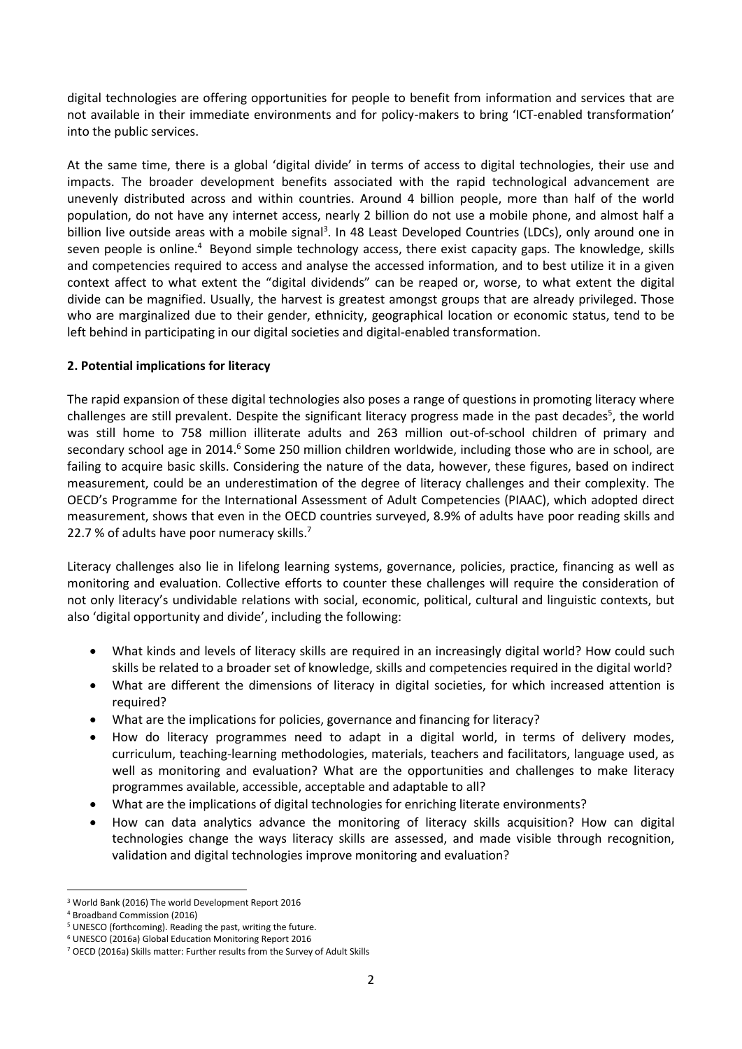digital technologies are offering opportunities for people to benefit from information and services that are not available in their immediate environments and for policy-makers to bring 'ICT-enabled transformation' into the public services.

At the same time, there is a global 'digital divide' in terms of access to digital technologies, their use and impacts. The broader development benefits associated with the rapid technological advancement are unevenly distributed across and within countries. Around 4 billion people, more than half of the world population, do not have any internet access, nearly 2 billion do not use a mobile phone, and almost half a billion live outside areas with a mobile signal[3]. In 48 Least Developed Countries (LDCs), only around one in seven people is online.[4] Beyond simple technology access, there exist capacity gaps. The knowledge, skills and competencies required to access and analyse the accessed information, and to best utilize it in a given context affect to what extent the "digital dividends" can be reaped or, worse, to what extent the digital divide can be magnified. Usually, the harvest is greatest amongst groups that are already privileged. Those who are marginalized due to their gender, ethnicity, geographical location or economic status, tend to be left behind in participating in our digital societies and digital-enabled transformation.

**2. Potential implications for literacy**

The rapid expansion of these digital technologies also poses a range of questions in promoting literacy where challenges are still prevalent. Despite the significant literacy progress made in the past decades[5], the world was still home to 758 million illiterate adults and 263 million out-of-school children of primary and secondary school age in 2014.[6] Some 250 million children worldwide, including those who are in school, are failing to acquire basic skills. Considering the nature of the data, however, these figures, based on indirect measurement, could be an underestimation of the degree of literacy challenges and their complexity. The OECD's Programme for the International Assessment of Adult Competencies (PIAAC), which adopted direct measurement, shows that even in the OECD countries surveyed, 8.9% of adults have poor reading skills and 22.7 % of adults have poor numeracy skills.[7]

Literacy challenges also lie in lifelong learning systems, governance, policies, practice, financing as well as monitoring and evaluation. Collective efforts to counter these challenges will require the consideration of not only literacy's undividable relations with social, economic, political, cultural and linguistic contexts, but also 'digital opportunity and divide', including the following:

- What kinds and levels of literacy skills are required in an increasingly digital world? How could such skills be related to a broader set of knowledge, skills and competencies required in the digital world?
- What are different the dimensions of literacy in digital societies, for which increased attention is required?
- What are the implications for policies, governance and financing for literacy?
- How do literacy programmes need to adapt in a digital world, in terms of delivery modes, curriculum, teaching-learning methodologies, materials, teachers and facilitators, language used, as well as monitoring and evaluation? What are the opportunities and challenges to make literacy programmes available, accessible, acceptable and adaptable to all?
- What are the implications of digital technologies for enriching literate environments?
- How can data analytics advance the monitoring of literacy skills acquisition? How can digital technologies change the ways literacy skills are assessed, and made visible through recognition, validation and digital technologies improve monitoring and evaluation?

---

[3] World Bank (2016) The world Development Report 2016

[4] Broadband Commission (2016)

[5] UNESCO (forthcoming). Reading the past, writing the future.

[6] UNESCO (2016a) Global Education Monitoring Report 2016

[7] OECD (2016a) Skills matter: Further results from the Survey of Adult Skills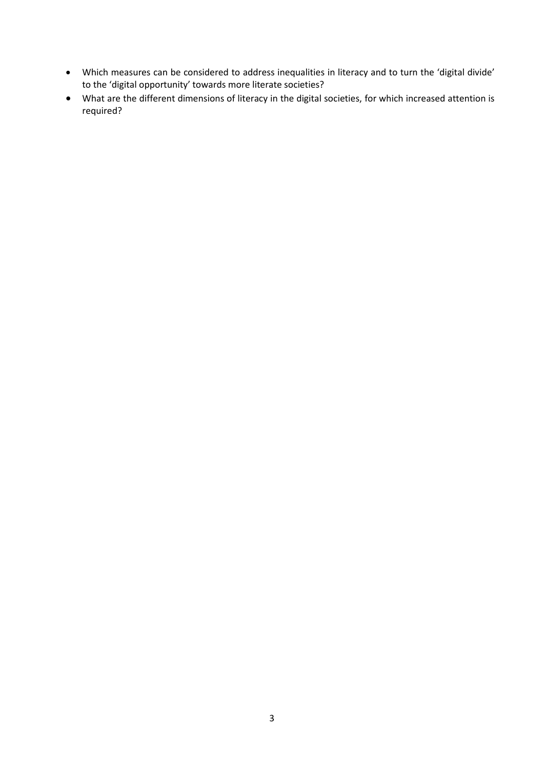- Which measures can be considered to address inequalities in literacy and to turn the 'digital divide' to the 'digital opportunity' towards more literate societies?
- What are the different dimensions of literacy in the digital societies, for which increased attention is required?